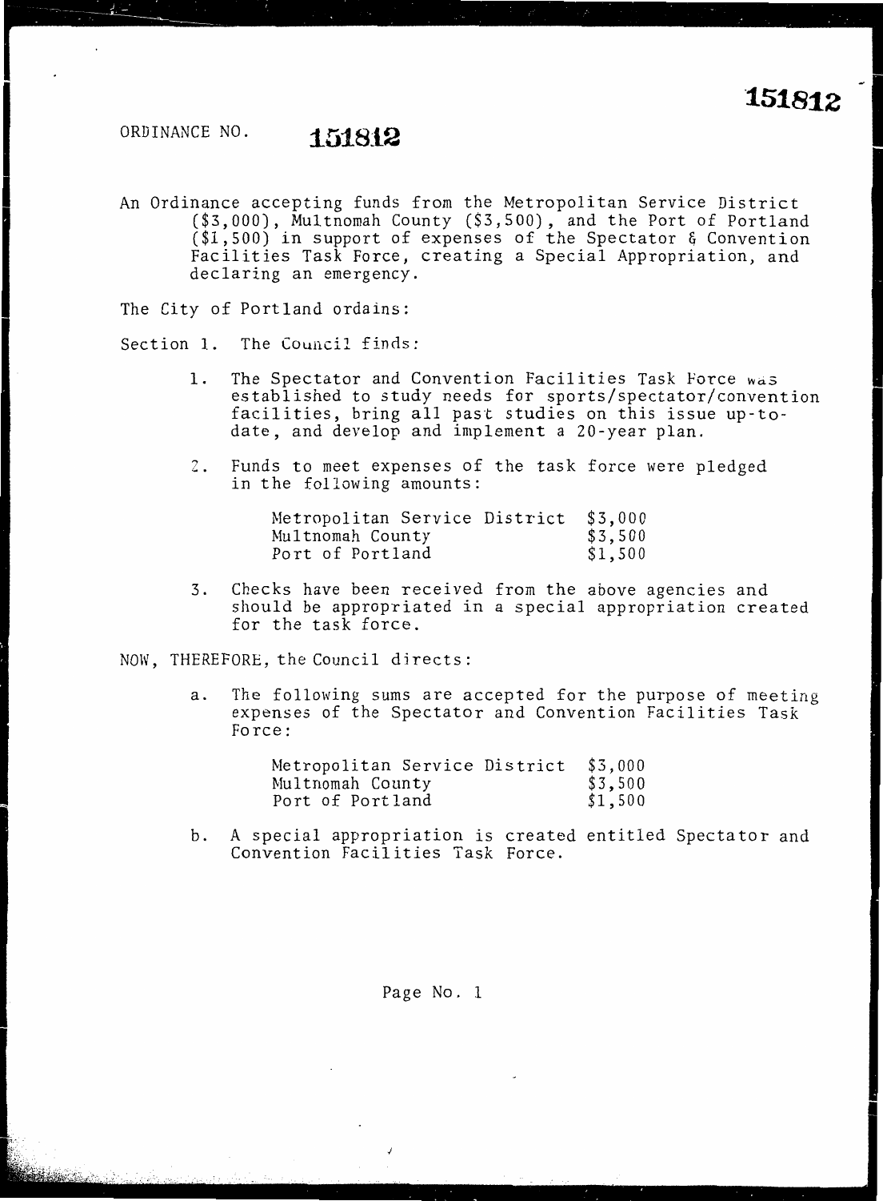151812

ORDINANCE NO. **151812**

An Ordinance accepting funds from the Metropolitan Service District ($3,000), Multnomah County ($3,500), and the Port of Portland ($1,500) in support of expenses of the Spectator & Convention Facilities Task Force, creating a Special Appropriation, and declaring an emergency.

The City of Portland ordains:

Section 1. The Council finds:

1. The Spectator and Convention Facilities Task Force was established to study needs for sports/spectator/convention facilities, bring all past studies on this issue up-to-date, and develop and implement a 20-year plan.

2. Funds to meet expenses of the task force were pledged in the following amounts:

| | |
|---|---|
| Metropolitan Service District | $3,000 |
| Multnomah County | $3,500 |
| Port of Portland | $1,500 |

3. Checks have been received from the above agencies and should be appropriated in a special appropriation created for the task force.

NOW, THEREFORE, the Council directs:

a. The following sums are accepted for the purpose of meeting expenses of the Spectator and Convention Facilities Task Force:

| | |
|---|---|
| Metropolitan Service District | $3,000 |
| Multnomah County | $3,500 |
| Port of Portland | $1,500 |

b. A special appropriation is created entitled Spectator and Convention Facilities Task Force.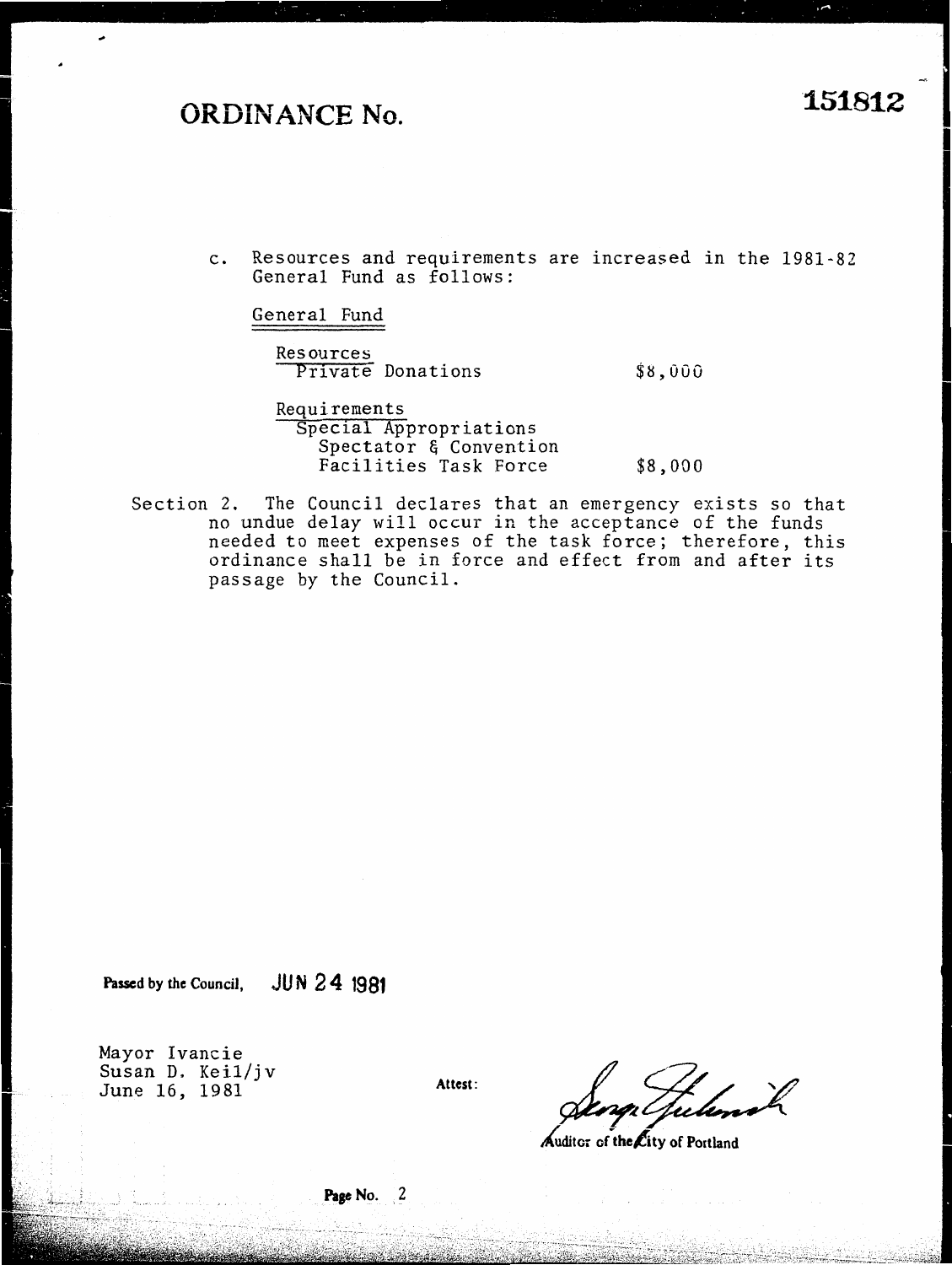# ORDINANCE No. 151812

c. Resources and requirements are increased in the 1981-82 General Fund as follows:

General Fund

Resources
Private Donations $8,000

Requirements
Special Appropriations
Spectator & Convention
Facilities Task Force $8,000

Section 2. The Council declares that an emergency exists so that no undue delay will occur in the acceptance of the funds needed to meet expenses of the task force; therefore, this ordinance shall be in force and effect from and after its passage by the Council.

**Passed by the Council,** JUN 24 1981

Mayor Ivancie
Susan D. Keil/jv
June 16, 1981

Attest:

Auditor of the City of Portland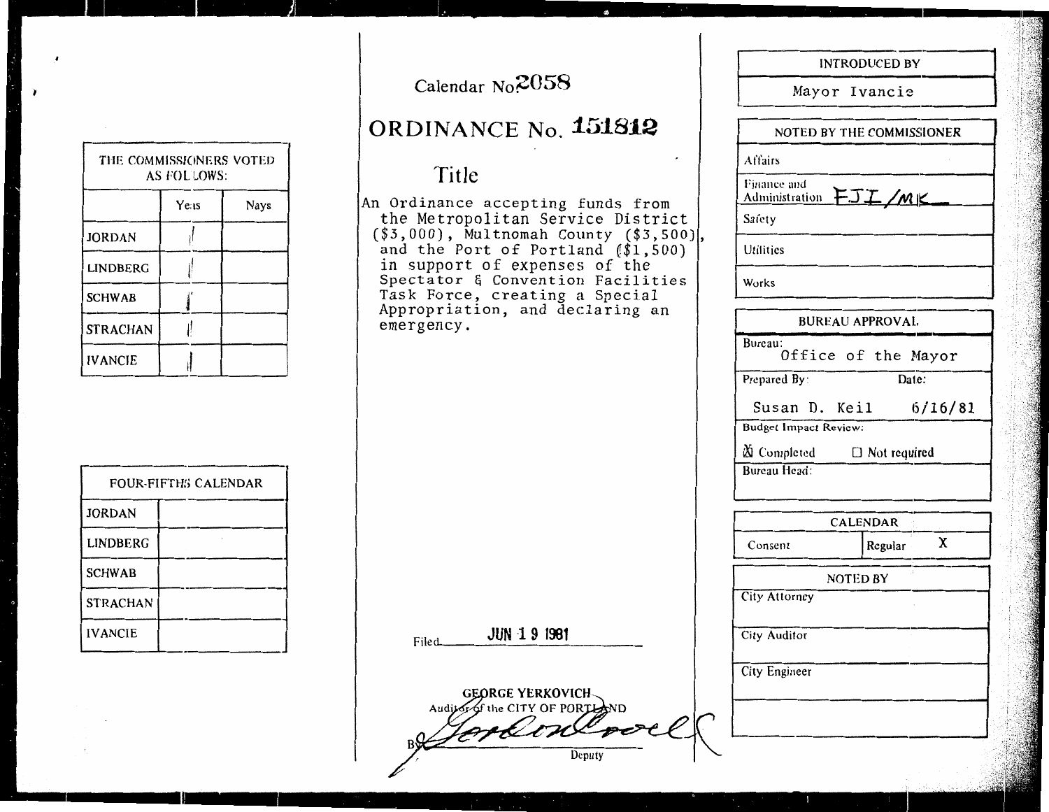| THE COMMISSIONERS VOTED AS FOLLOWS: | | |
|---|---|---|
| | Yeas | Nays |
| JORDAN | / | |
| LINDBERG | / | |
| SCHWAB | / | |
| STRACHAN | / | |
| IVANCIE | / | |

| FOUR-FIFTHS CALENDAR | |
|---|---|
| JORDAN | |
| LINDBERG | |
| SCHWAB | |
| STRACHAN | |
| IVANCIE | |

Calendar No. 2058

# ORDINANCE No. 151812

## Title

An Ordinance accepting funds from the Metropolitan Service District ($3,000), Multnomah County ($3,500), and the Port of Portland ($1,500) in support of expenses of the Spectator & Convention Facilities Task Force, creating a Special Appropriation, and declaring an emergency.

Filed JUN 19 1981

GEORGE YERKOVICH
Auditor of the CITY OF PORTLAND

By [signature]
Deputy

| INTRODUCED BY |
|---|
| Mayor Ivancie |

| NOTED BY THE COMMISSIONER | |
|---|---|
| Affairs | |
| Finance and Administration | FJI/MK |
| Safety | |
| Utilities | |
| Works | |

| BUREAU APPROVAL | |
|---|---|
| Bureau: Office of the Mayor | |
| Prepared By: Susan D. Keil | Date: 6/16/81 |
| Budget Impact Review: ☒ Completed | ☐ Not required |
| Bureau Head: | |

| CALENDAR | |
|---|---|
| Consent | Regular X |

| NOTED BY |
|---|
| City Attorney |
| City Auditor |
| City Engineer |